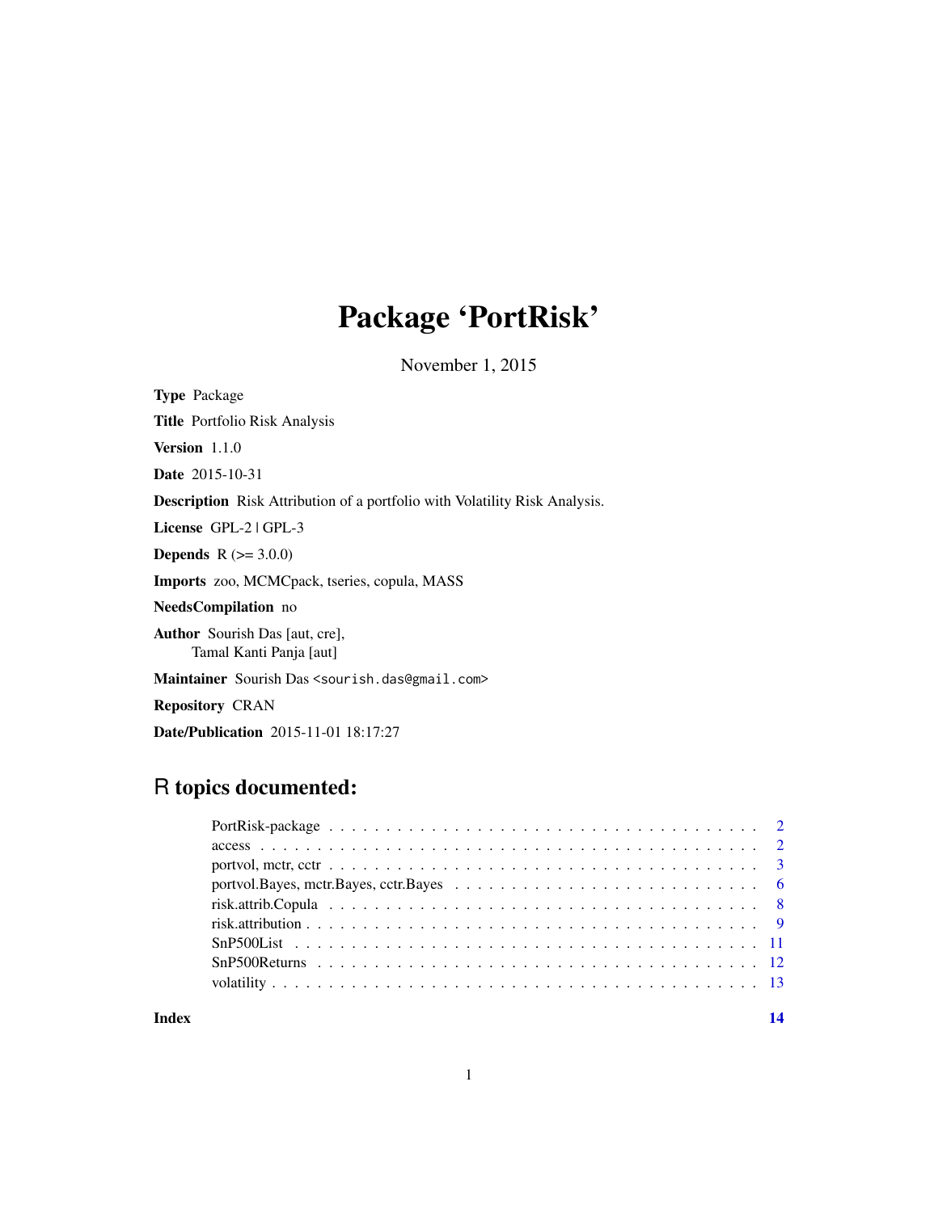# Package 'PortRisk'

November 1, 2015

**Type** Package

**Title** Portfolio Risk Analysis

**Version** 1.1.0

**Date** 2015-10-31

**Description** Risk Attribution of a portfolio with Volatility Risk Analysis.

**License** GPL-2 | GPL-3

**Depends** R (>= 3.0.0)

**Imports** zoo, MCMCpack, tseries, copula, MASS

**NeedsCompilation** no

**Author** Sourish Das [aut, cre],
Tamal Kanti Panja [aut]

**Maintainer** Sourish Das <sourish.das@gmail.com>

**Repository** CRAN

**Date/Publication** 2015-11-01 18:17:27

## R topics documented:

| | |
|---|---|
| PortRisk-package | 2 |
| access | 2 |
| portvol, mctr, cctr | 3 |
| portvol.Bayes, mctr.Bayes, cctr.Bayes | 6 |
| risk.attrib.Copula | 8 |
| risk.attribution | 9 |
| SnP500List | 11 |
| SnP500Returns | 12 |
| volatility | 13 |
| **Index** | **14** |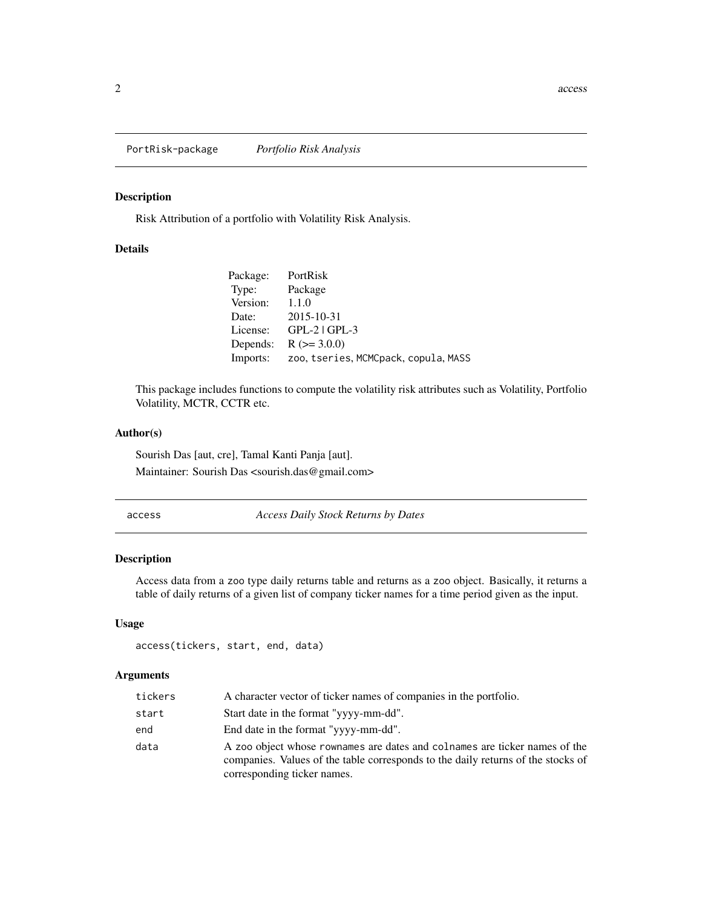## PortRisk-package — *Portfolio Risk Analysis*

### Description

Risk Attribution of a portfolio with Volatility Risk Analysis.

### Details

| | |
|---|---|
| Package: | PortRisk |
| Type: | Package |
| Version: | 1.1.0 |
| Date: | 2015-10-31 |
| License: | GPL-2 \| GPL-3 |
| Depends: | R (>= 3.0.0) |
| Imports: | `zoo`, `tseries`, `MCMCpack`, `copula`, `MASS` |

This package includes functions to compute the volatility risk attributes such as Volatility, Portfolio Volatility, MCTR, CCTR etc.

### Author(s)

Sourish Das [aut, cre], Tamal Kanti Panja [aut].

Maintainer: Sourish Das <sourish.das@gmail.com>

## access — *Access Daily Stock Returns by Dates*

### Description

Access data from a `zoo` type daily returns table and returns as a `zoo` object. Basically, it returns a table of daily returns of a given list of company ticker names for a time period given as the input.

### Usage

```
access(tickers, start, end, data)
```

### Arguments

| | |
|---|---|
| `tickers` | A character vector of ticker names of companies in the portfolio. |
| `start` | Start date in the format "yyyy-mm-dd". |
| `end` | End date in the format "yyyy-mm-dd". |
| `data` | A `zoo` object whose `rownames` are dates and `colnames` are ticker names of the companies. Values of the table corresponds to the daily returns of the stocks of corresponding ticker names. |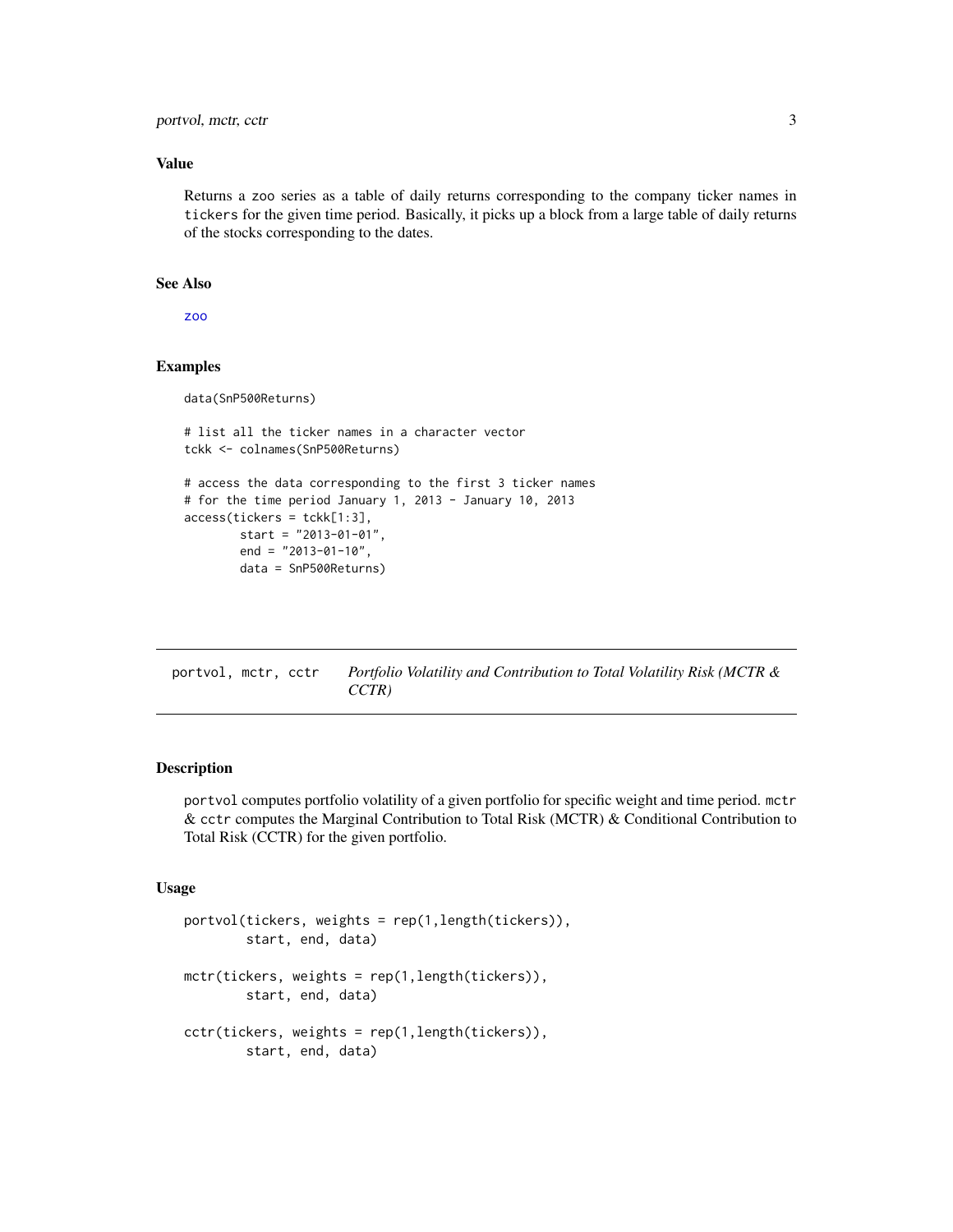### Value

Returns a zoo series as a table of daily returns corresponding to the company ticker names in tickers for the given time period. Basically, it picks up a block from a large table of daily returns of the stocks corresponding to the dates.

### See Also

zoo

### Examples

```
data(SnP500Returns)

# list all the ticker names in a character vector
tckk <- colnames(SnP500Returns)

# access the data corresponding to the first 3 ticker names
# for the time period January 1, 2013 - January 10, 2013
access(tickers = tckk[1:3],
        start = "2013-01-01",
        end = "2013-01-10",
        data = SnP500Returns)
```

---

## portvol, mctr, cctr — *Portfolio Volatility and Contribution to Total Volatility Risk (MCTR & CCTR)*

---

### Description

portvol computes portfolio volatility of a given portfolio for specific weight and time period. mctr & cctr computes the Marginal Contribution to Total Risk (MCTR) & Conditional Contribution to Total Risk (CCTR) for the given portfolio.

### Usage

```
portvol(tickers, weights = rep(1,length(tickers)),
        start, end, data)

mctr(tickers, weights = rep(1,length(tickers)),
        start, end, data)

cctr(tickers, weights = rep(1,length(tickers)),
        start, end, data)
```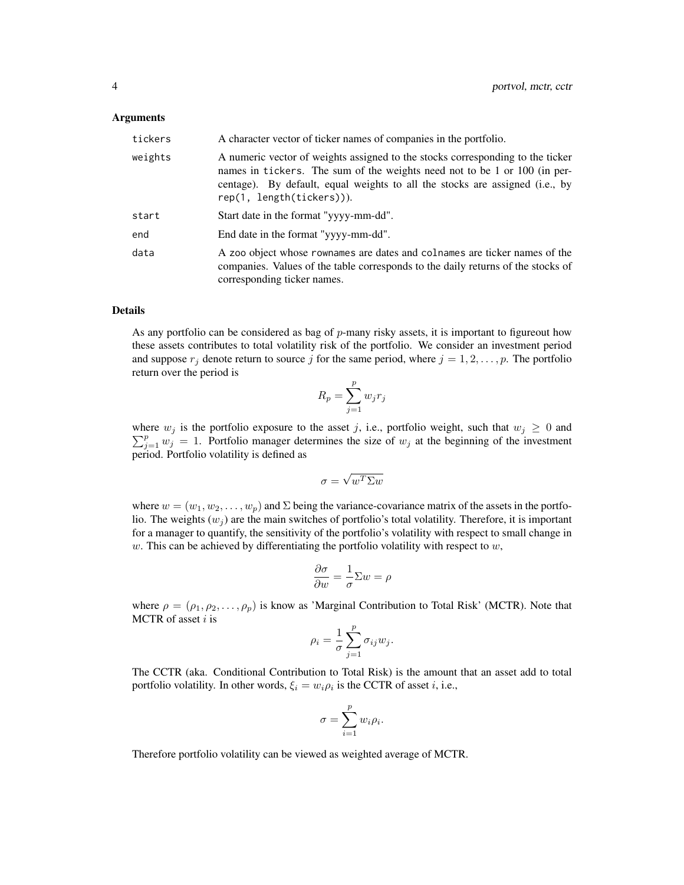### Arguments

| | |
|---|---|
| `tickers` | A character vector of ticker names of companies in the portfolio. |
| `weights` | A numeric vector of weights assigned to the stocks corresponding to the ticker names in `tickers`. The sum of the weights need not to be 1 or 100 (in percentage). By default, equal weights to all the stocks are assigned (i.e., by `rep(1, length(tickers))`). |
| `start` | Start date in the format "yyyy-mm-dd". |
| `end` | End date in the format "yyyy-mm-dd". |
| `data` | A `zoo` object whose `rownames` are dates and `colnames` are ticker names of the companies. Values of the table corresponds to the daily returns of the stocks of corresponding ticker names. |

### Details

As any portfolio can be considered as bag of $p$-many risky assets, it is important to figureout how these assets contributes to total volatility risk of the portfolio. We consider an investment period and suppose $r_j$ denote return to source $j$ for the same period, where $j = 1, 2, \ldots, p$. The portfolio return over the period is

$$R_p = \sum_{j=1}^{p} w_j r_j$$

where $w_j$ is the portfolio exposure to the asset $j$, i.e., portfolio weight, such that $w_j \geq 0$ and $\sum_{j=1}^{p} w_j = 1$. Portfolio manager determines the size of $w_j$ at the beginning of the investment period. Portfolio volatility is defined as

$$\sigma = \sqrt{w^T \Sigma w}$$

where $w = (w_1, w_2, \ldots, w_p)$ and $\Sigma$ being the variance-covariance matrix of the assets in the portfolio. The weights ($w_j$) are the main switches of portfolio's total volatility. Therefore, it is important for a manager to quantify, the sensitivity of the portfolio's volatility with respect to small change in $w$. This can be achieved by differentiating the portfolio volatility with respect to $w$,

$$\frac{\partial \sigma}{\partial w} = \frac{1}{\sigma} \Sigma w = \rho$$

where $\rho = (\rho_1, \rho_2, \ldots, \rho_p)$ is know as 'Marginal Contribution to Total Risk' (MCTR). Note that MCTR of asset $i$ is

$$\rho_i = \frac{1}{\sigma} \sum_{j=1}^{p} \sigma_{ij} w_j.$$

The CCTR (aka. Conditional Contribution to Total Risk) is the amount that an asset add to total portfolio volatility. In other words, $\xi_i = w_i \rho_i$ is the CCTR of asset $i$, i.e.,

$$\sigma = \sum_{i=1}^{p} w_i \rho_i.$$

Therefore portfolio volatility can be viewed as weighted average of MCTR.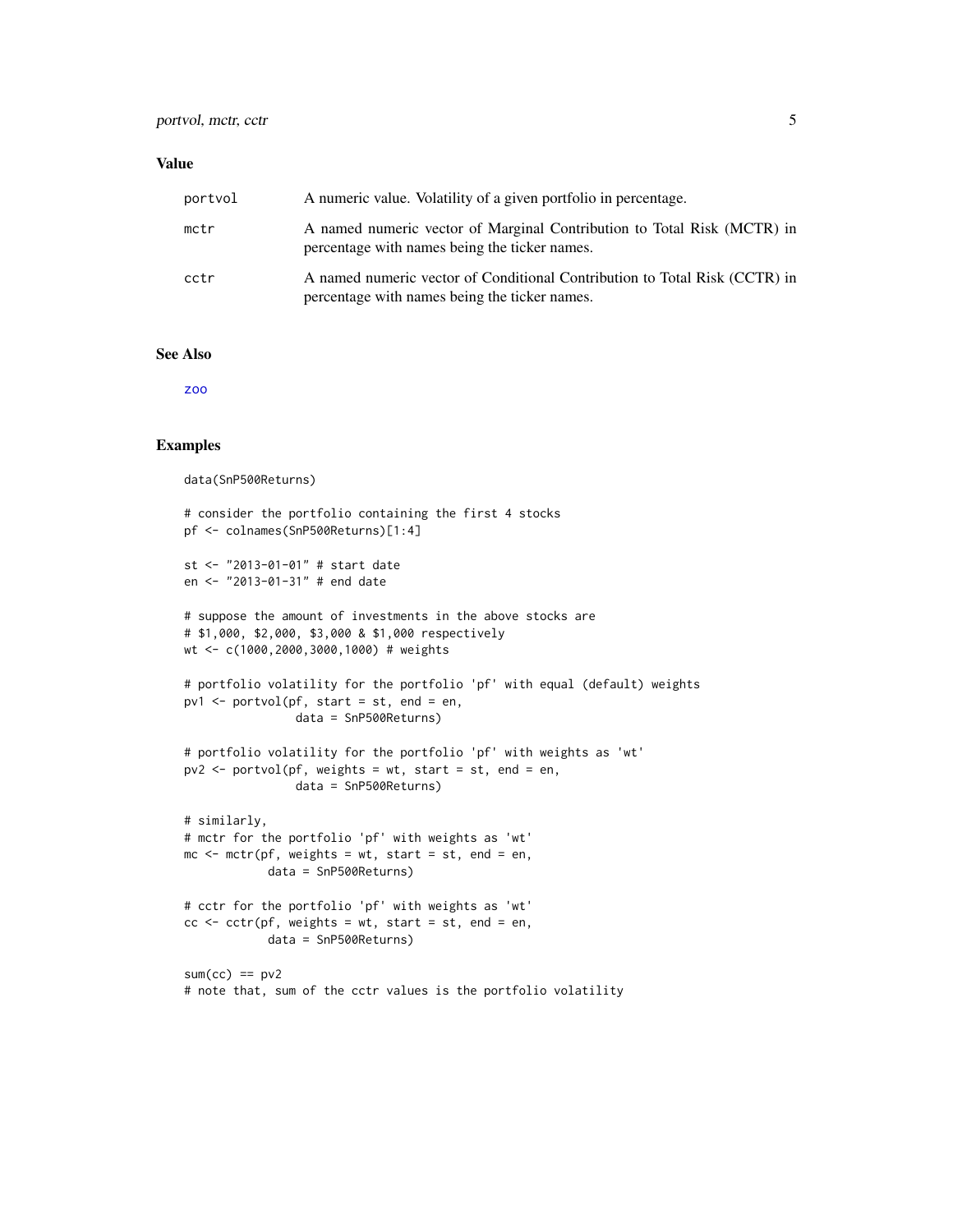## Value

| | |
|---|---|
| portvol | A numeric value. Volatility of a given portfolio in percentage. |
| mctr | A named numeric vector of Marginal Contribution to Total Risk (MCTR) in percentage with names being the ticker names. |
| cctr | A named numeric vector of Conditional Contribution to Total Risk (CCTR) in percentage with names being the ticker names. |

## See Also

zoo

## Examples

```
data(SnP500Returns)

# consider the portfolio containing the first 4 stocks
pf <- colnames(SnP500Returns)[1:4]

st <- "2013-01-01" # start date
en <- "2013-01-31" # end date

# suppose the amount of investments in the above stocks are
# $1,000, $2,000, $3,000 & $1,000 respectively
wt <- c(1000,2000,3000,1000) # weights

# portfolio volatility for the portfolio 'pf' with equal (default) weights
pv1 <- portvol(pf, start = st, end = en,
               data = SnP500Returns)

# portfolio volatility for the portfolio 'pf' with weights as 'wt'
pv2 <- portvol(pf, weights = wt, start = st, end = en,
               data = SnP500Returns)

# similarly,
# mctr for the portfolio 'pf' with weights as 'wt'
mc <- mctr(pf, weights = wt, start = st, end = en,
           data = SnP500Returns)

# cctr for the portfolio 'pf' with weights as 'wt'
cc <- cctr(pf, weights = wt, start = st, end = en,
           data = SnP500Returns)

sum(cc) == pv2
# note that, sum of the cctr values is the portfolio volatility
```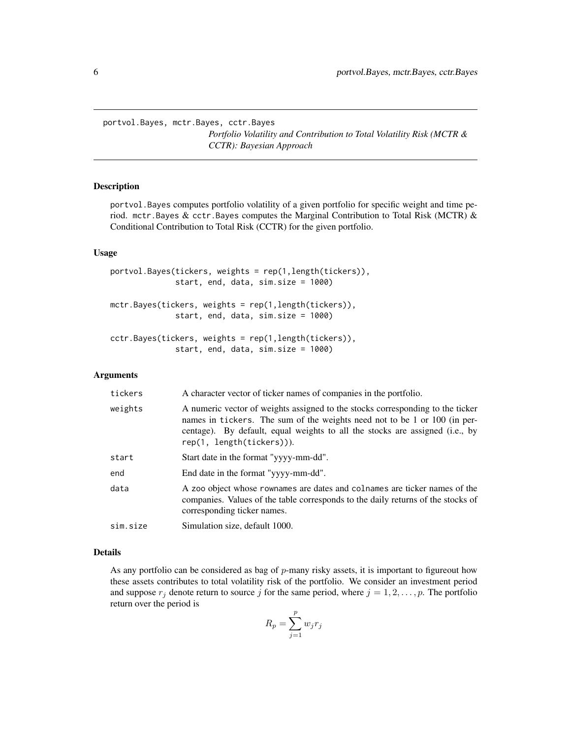portvol.Bayes, mctr.Bayes, cctr.Bayes

*Portfolio Volatility and Contribution to Total Volatility Risk (MCTR & CCTR): Bayesian Approach*

## Description

portvol.Bayes computes portfolio volatility of a given portfolio for specific weight and time period. mctr.Bayes & cctr.Bayes computes the Marginal Contribution to Total Risk (MCTR) & Conditional Contribution to Total Risk (CCTR) for the given portfolio.

## Usage

```
portvol.Bayes(tickers, weights = rep(1,length(tickers)),
              start, end, data, sim.size = 1000)

mctr.Bayes(tickers, weights = rep(1,length(tickers)),
              start, end, data, sim.size = 1000)

cctr.Bayes(tickers, weights = rep(1,length(tickers)),
              start, end, data, sim.size = 1000)
```

## Arguments

| | |
|---|---|
| tickers | A character vector of ticker names of companies in the portfolio. |
| weights | A numeric vector of weights assigned to the stocks corresponding to the ticker names in tickers. The sum of the weights need not to be 1 or 100 (in percentage). By default, equal weights to all the stocks are assigned (i.e., by rep(1, length(tickers))). |
| start | Start date in the format "yyyy-mm-dd". |
| end | End date in the format "yyyy-mm-dd". |
| data | A zoo object whose rownames are dates and colnames are ticker names of the companies. Values of the table corresponds to the daily returns of the stocks of corresponding ticker names. |
| sim.size | Simulation size, default 1000. |

## Details

As any portfolio can be considered as bag of $p$-many risky assets, it is important to figureout how these assets contributes to total volatility risk of the portfolio. We consider an investment period and suppose $r_j$ denote return to source $j$ for the same period, where $j = 1, 2, \ldots, p$. The portfolio return over the period is

$$R_p = \sum_{j=1}^{p} w_j r_j$$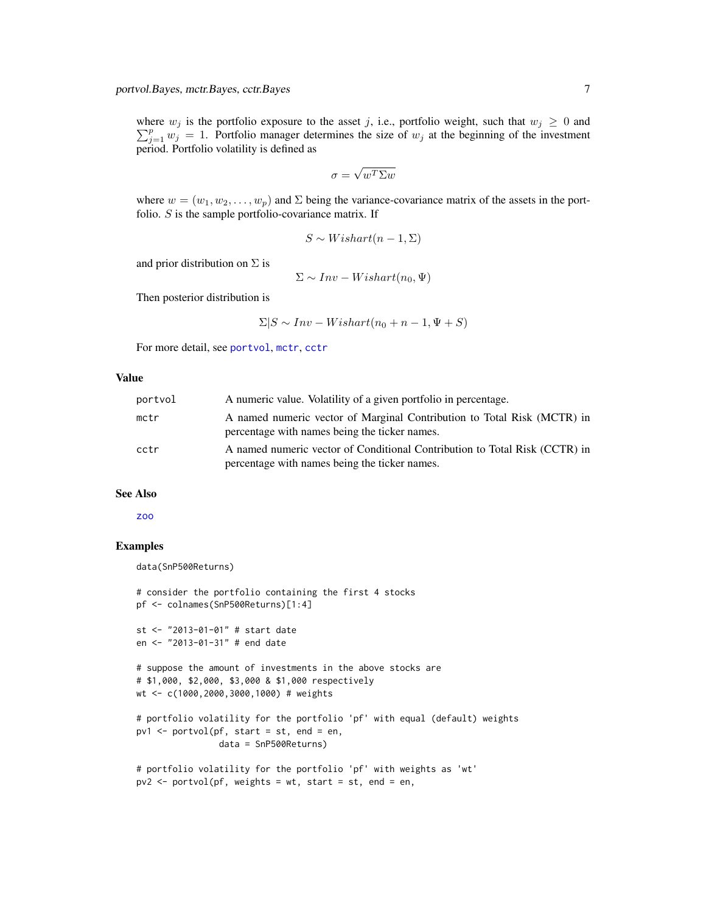where $w_j$ is the portfolio exposure to the asset $j$, i.e., portfolio weight, such that $w_j \geq 0$ and $\sum_{j=1}^{p} w_j = 1$. Portfolio manager determines the size of $w_j$ at the beginning of the investment period. Portfolio volatility is defined as

$$\sigma = \sqrt{w^T \Sigma w}$$

where $w = (w_1, w_2, \ldots, w_p)$ and $\Sigma$ being the variance-covariance matrix of the assets in the portfolio. $S$ is the sample portfolio-covariance matrix. If

$$S \sim Wishart(n-1, \Sigma)$$

and prior distribution on $\Sigma$ is

$$\Sigma \sim Inv - Wishart(n_0, \Psi)$$

Then posterior distribution is

$$\Sigma | S \sim Inv - Wishart(n_0 + n - 1, \Psi + S)$$

For more detail, see portvol, mctr, cctr

### Value

| | |
|---|---|
| portvol | A numeric value. Volatility of a given portfolio in percentage. |
| mctr | A named numeric vector of Marginal Contribution to Total Risk (MCTR) in percentage with names being the ticker names. |
| cctr | A named numeric vector of Conditional Contribution to Total Risk (CCTR) in percentage with names being the ticker names. |

### See Also

zoo

### Examples

```
data(SnP500Returns)

# consider the portfolio containing the first 4 stocks
pf <- colnames(SnP500Returns)[1:4]

st <- "2013-01-01" # start date
en <- "2013-01-31" # end date

# suppose the amount of investments in the above stocks are
# $1,000, $2,000, $3,000 & $1,000 respectively
wt <- c(1000,2000,3000,1000) # weights

# portfolio volatility for the portfolio 'pf' with equal (default) weights
pv1 <- portvol(pf, start = st, end = en,
               data = SnP500Returns)

# portfolio volatility for the portfolio 'pf' with weights as 'wt'
pv2 <- portvol(pf, weights = wt, start = st, end = en,
```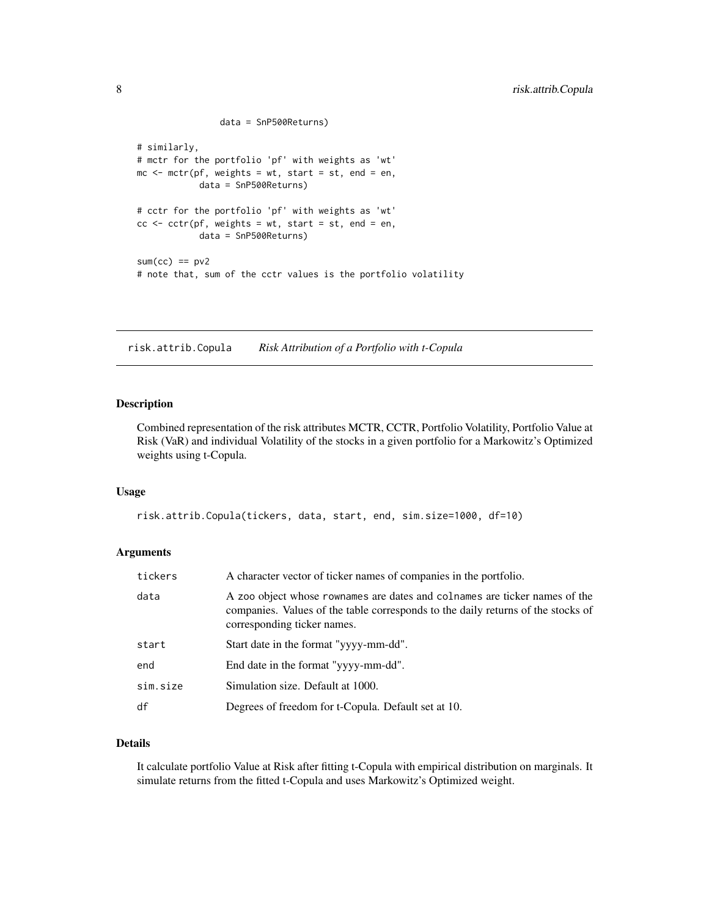```
                data = SnP500Returns)

# similarly,
# mctr for the portfolio 'pf' with weights as 'wt'
mc <- mctr(pf, weights = wt, start = st, end = en,
           data = SnP500Returns)

# cctr for the portfolio 'pf' with weights as 'wt'
cc <- cctr(pf, weights = wt, start = st, end = en,
           data = SnP500Returns)

sum(cc) == pv2
# note that, sum of the cctr values is the portfolio volatility
```

---

## risk.attrib.Copula — *Risk Attribution of a Portfolio with t-Copula*

### Description

Combined representation of the risk attributes MCTR, CCTR, Portfolio Volatility, Portfolio Value at Risk (VaR) and individual Volatility of the stocks in a given portfolio for a Markowitz's Optimized weights using t-Copula.

### Usage

```
risk.attrib.Copula(tickers, data, start, end, sim.size=1000, df=10)
```

### Arguments

| | |
|---|---|
| tickers | A character vector of ticker names of companies in the portfolio. |
| data | A zoo object whose rownames are dates and colnames are ticker names of the companies. Values of the table corresponds to the daily returns of the stocks of corresponding ticker names. |
| start | Start date in the format "yyyy-mm-dd". |
| end | End date in the format "yyyy-mm-dd". |
| sim.size | Simulation size. Default at 1000. |
| df | Degrees of freedom for t-Copula. Default set at 10. |

### Details

It calculate portfolio Value at Risk after fitting t-Copula with empirical distribution on marginals. It simulate returns from the fitted t-Copula and uses Markowitz's Optimized weight.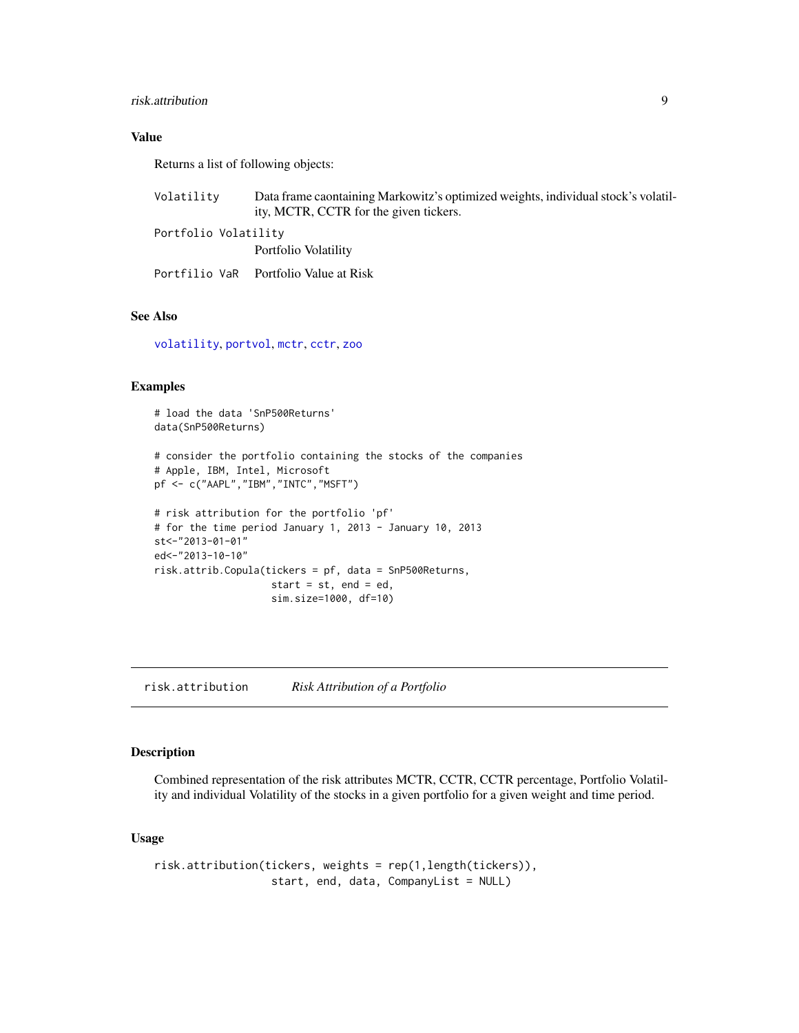### Value

Returns a list of following objects:

| | |
|---|---|
| `Volatility` | Data frame caontaining Markowitz's optimized weights, individual stock's volatility, MCTR, CCTR for the given tickers. |
| `Portfolio Volatility` | Portfolio Volatility |
| `Portfilio VaR` | Portfolio Value at Risk |

### See Also

`volatility`, `portvol`, `mctr`, `cctr`, `zoo`

### Examples

```
# load the data 'SnP500Returns'
data(SnP500Returns)

# consider the portfolio containing the stocks of the companies
# Apple, IBM, Intel, Microsoft
pf <- c("AAPL","IBM","INTC","MSFT")

# risk attribution for the portfolio 'pf'
# for the time period January 1, 2013 - January 10, 2013
st<-"2013-01-01"
ed<-"2013-10-10"
risk.attrib.Copula(tickers = pf, data = SnP500Returns,
                   start = st, end = ed,
                   sim.size=1000, df=10)
```

---

## risk.attribution *Risk Attribution of a Portfolio*

### Description

Combined representation of the risk attributes MCTR, CCTR, CCTR percentage, Portfolio Volatility and individual Volatility of the stocks in a given portfolio for a given weight and time period.

### Usage

```
risk.attribution(tickers, weights = rep(1,length(tickers)),
                 start, end, data, CompanyList = NULL)
```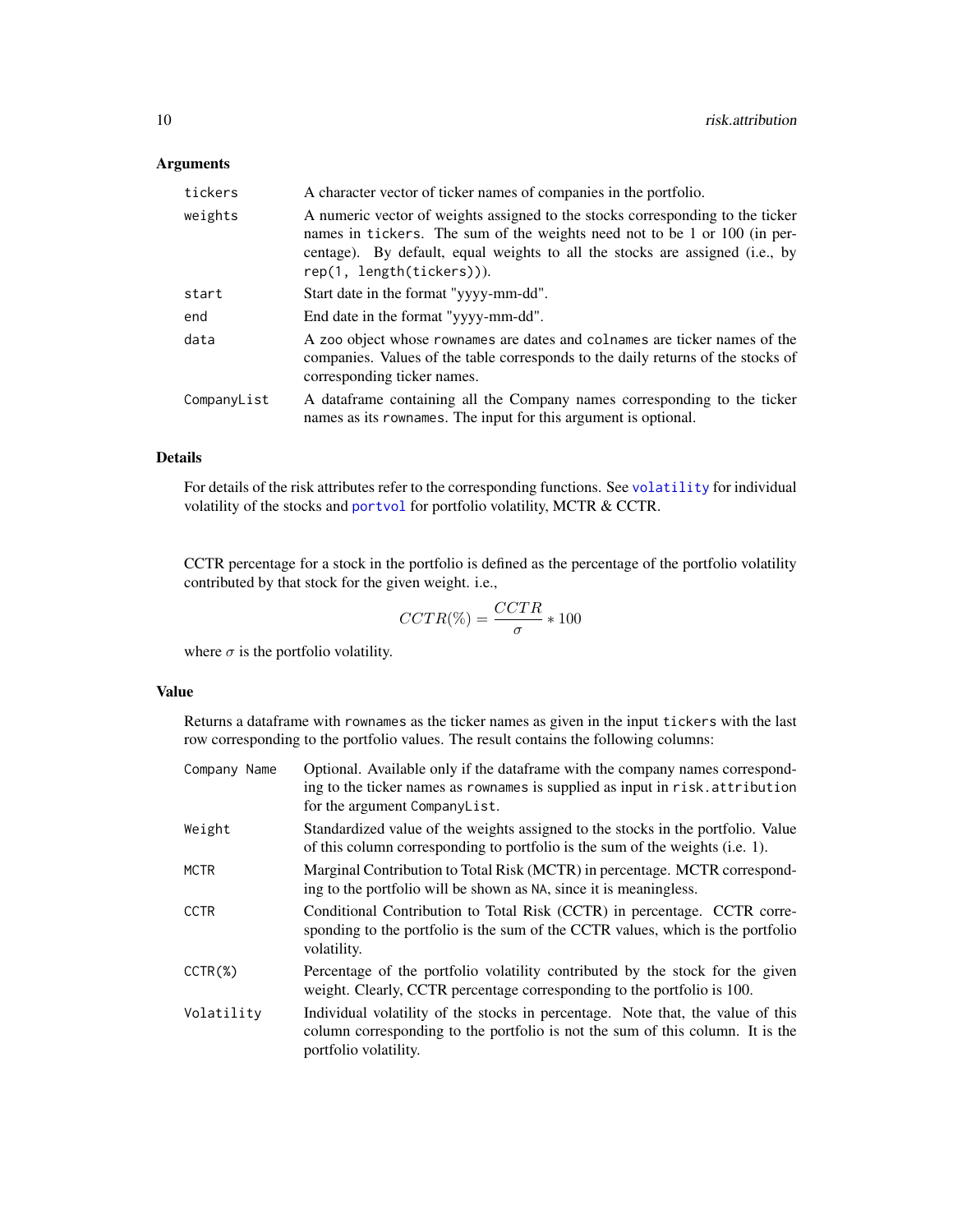### Arguments

| | |
|---|---|
| `tickers` | A character vector of ticker names of companies in the portfolio. |
| `weights` | A numeric vector of weights assigned to the stocks corresponding to the ticker names in `tickers`. The sum of the weights need not to be 1 or 100 (in percentage). By default, equal weights to all the stocks are assigned (i.e., by `rep(1, length(tickers))`). |
| `start` | Start date in the format "yyyy-mm-dd". |
| `end` | End date in the format "yyyy-mm-dd". |
| `data` | A `zoo` object whose `rownames` are dates and `colnames` are ticker names of the companies. Values of the table corresponds to the daily returns of the stocks of corresponding ticker names. |
| `CompanyList` | A dataframe containing all the Company names corresponding to the ticker names as its `rownames`. The input for this argument is optional. |

### Details

For details of the risk attributes refer to the corresponding functions. See `volatility` for individual volatility of the stocks and `portvol` for portfolio volatility, MCTR & CCTR.

CCTR percentage for a stock in the portfolio is defined as the percentage of the portfolio volatility contributed by that stock for the given weight. i.e.,

$$CCTR(\%) = \frac{CCTR}{\sigma} * 100$$

where $\sigma$ is the portfolio volatility.

### Value

Returns a dataframe with `rownames` as the ticker names as given in the input `tickers` with the last row corresponding to the portfolio values. The result contains the following columns:

| | |
|---|---|
| `Company Name` | Optional. Available only if the dataframe with the company names corresponding to the ticker names as `rownames` is supplied as input in `risk.attribution` for the argument `CompanyList`. |
| `Weight` | Standardized value of the weights assigned to the stocks in the portfolio. Value of this column corresponding to portfolio is the sum of the weights (i.e. 1). |
| `MCTR` | Marginal Contribution to Total Risk (MCTR) in percentage. MCTR corresponding to the portfolio will be shown as `NA`, since it is meaningless. |
| `CCTR` | Conditional Contribution to Total Risk (CCTR) in percentage. CCTR corresponding to the portfolio is the sum of the CCTR values, which is the portfolio volatility. |
| `CCTR(%)` | Percentage of the portfolio volatility contributed by the stock for the given weight. Clearly, CCTR percentage corresponding to the portfolio is 100. |
| `Volatility` | Individual volatility of the stocks in percentage. Note that, the value of this column corresponding to the portfolio is not the sum of this column. It is the portfolio volatility. |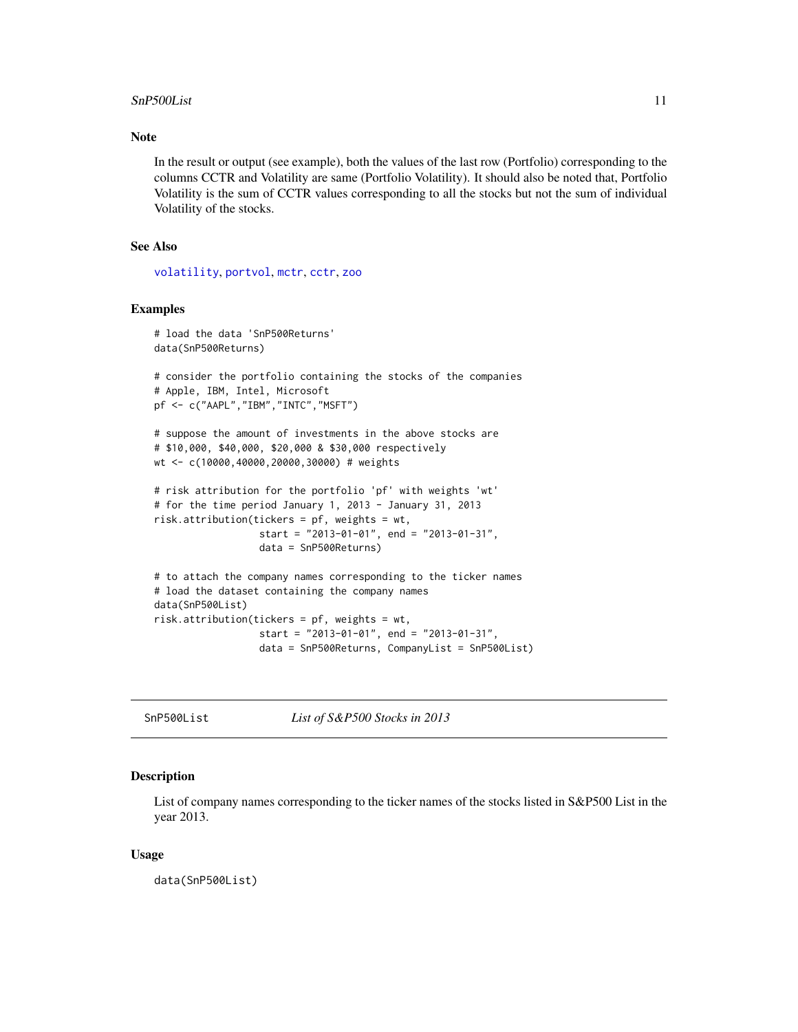### Note

In the result or output (see example), both the values of the last row (Portfolio) corresponding to the columns CCTR and Volatility are same (Portfolio Volatility). It should also be noted that, Portfolio Volatility is the sum of CCTR values corresponding to all the stocks but not the sum of individual Volatility of the stocks.

### See Also

`volatility`, `portvol`, `mctr`, `cctr`, `zoo`

### Examples

```
# load the data 'SnP500Returns'
data(SnP500Returns)

# consider the portfolio containing the stocks of the companies
# Apple, IBM, Intel, Microsoft
pf <- c("AAPL","IBM","INTC","MSFT")

# suppose the amount of investments in the above stocks are
# $10,000, $40,000, $20,000 & $30,000 respectively
wt <- c(10000,40000,20000,30000) # weights

# risk attribution for the portfolio 'pf' with weights 'wt'
# for the time period January 1, 2013 - January 31, 2013
risk.attribution(tickers = pf, weights = wt,
                 start = "2013-01-01", end = "2013-01-31",
                 data = SnP500Returns)

# to attach the company names corresponding to the ticker names
# load the dataset containing the company names
data(SnP500List)
risk.attribution(tickers = pf, weights = wt,
                 start = "2013-01-01", end = "2013-01-31",
                 data = SnP500Returns, CompanyList = SnP500List)
```

---

## SnP500List — *List of S&P500 Stocks in 2013*

### Description

List of company names corresponding to the ticker names of the stocks listed in S&P500 List in the year 2013.

### Usage

```
data(SnP500List)
```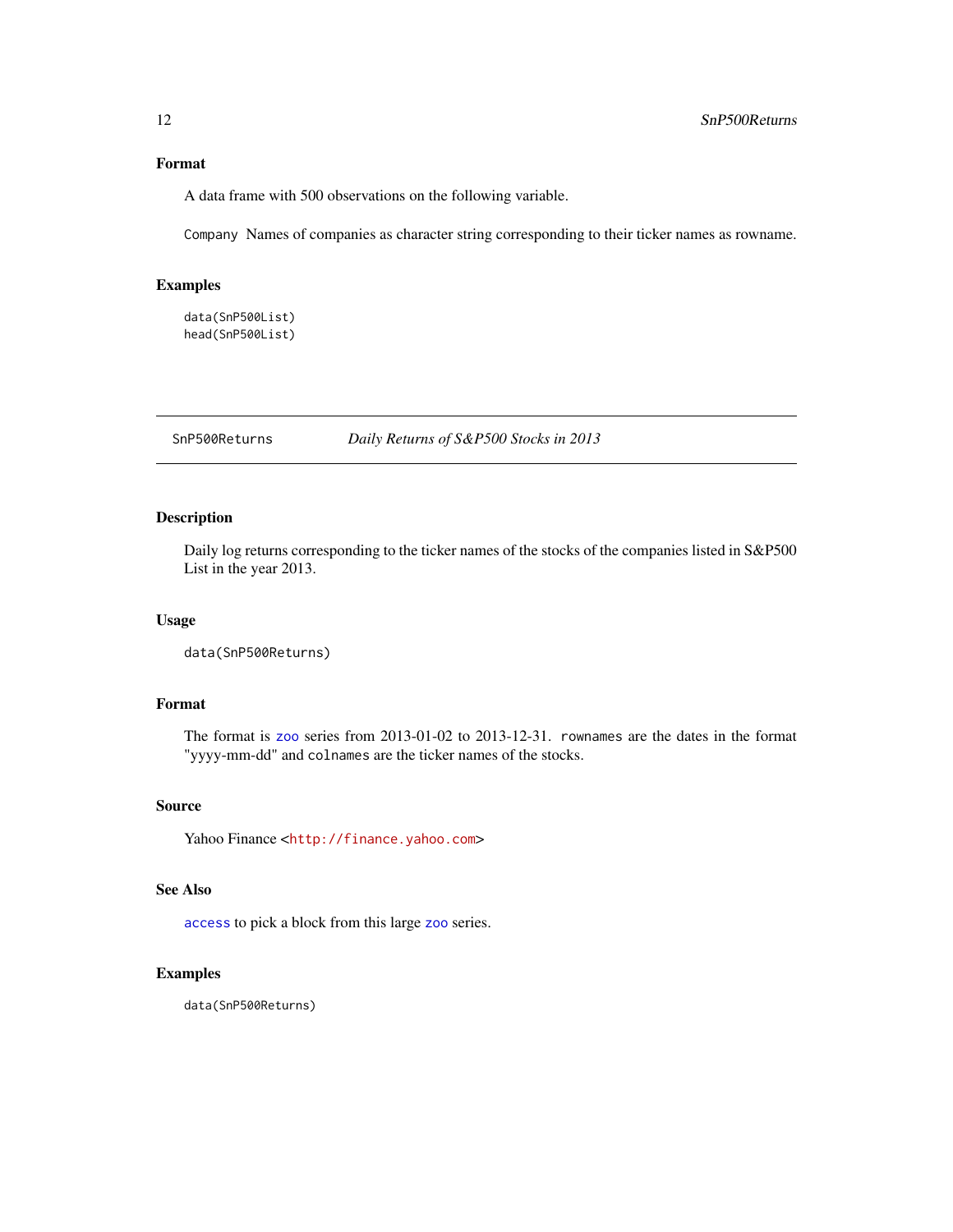### Format

A data frame with 500 observations on the following variable.

`Company` Names of companies as character string corresponding to their ticker names as rowname.

### Examples

```
data(SnP500List)
head(SnP500List)
```

---

## SnP500Returns — *Daily Returns of S&P500 Stocks in 2013*

---

### Description

Daily log returns corresponding to the ticker names of the stocks of the companies listed in S&P500 List in the year 2013.

### Usage

```
data(SnP500Returns)
```

### Format

The format is `zoo` series from 2013-01-02 to 2013-12-31. `rownames` are the dates in the format "yyyy-mm-dd" and `colnames` are the ticker names of the stocks.

### Source

Yahoo Finance <http://finance.yahoo.com>

### See Also

`access` to pick a block from this large `zoo` series.

### Examples

```
data(SnP500Returns)
```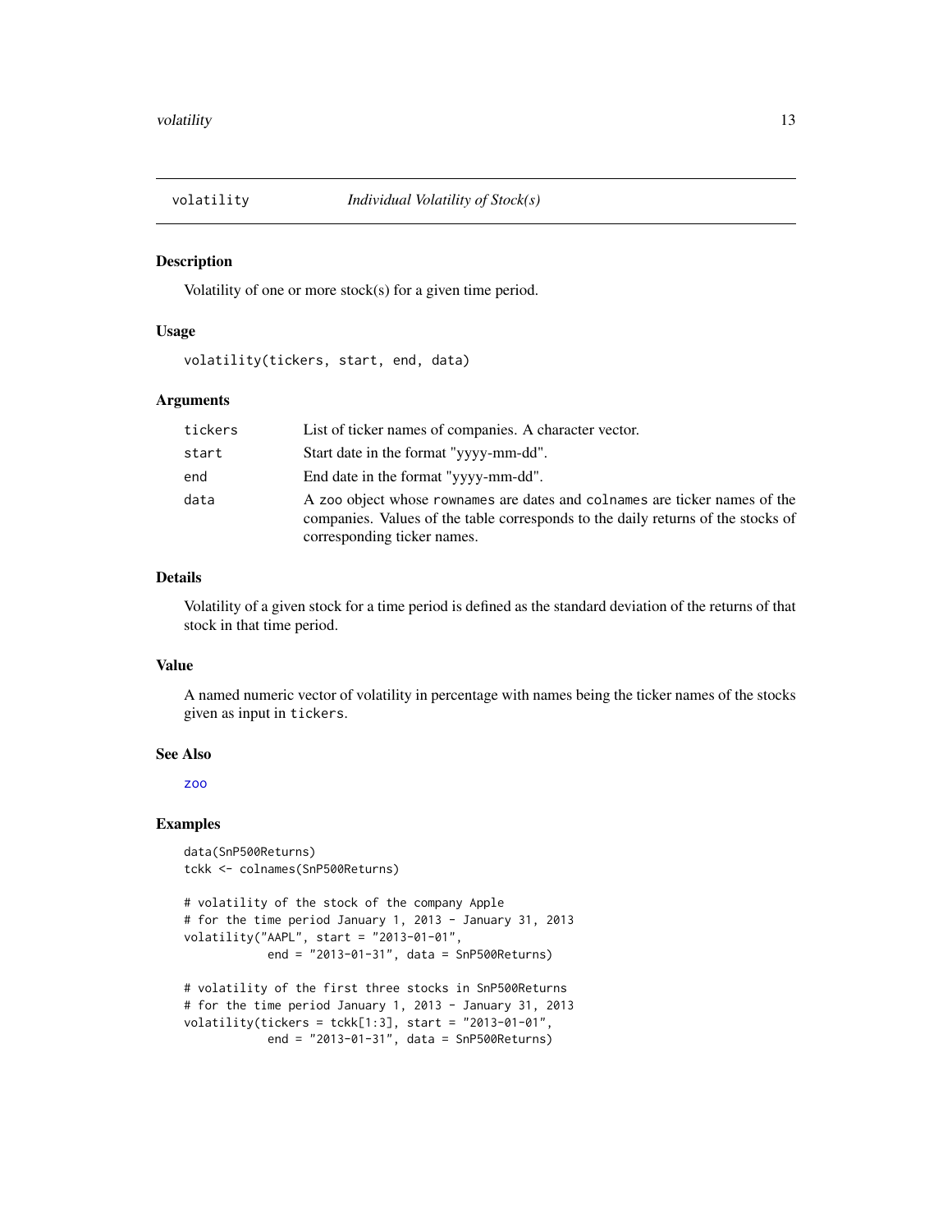# volatility — *Individual Volatility of Stock(s)*

## Description

Volatility of one or more stock(s) for a given time period.

## Usage

```
volatility(tickers, start, end, data)
```

## Arguments

| | |
|---|---|
| `tickers` | List of ticker names of companies. A character vector. |
| `start` | Start date in the format "yyyy-mm-dd". |
| `end` | End date in the format "yyyy-mm-dd". |
| `data` | A `zoo` object whose `rownames` are dates and `colnames` are ticker names of the companies. Values of the table corresponds to the daily returns of the stocks of corresponding ticker names. |

## Details

Volatility of a given stock for a time period is defined as the standard deviation of the returns of that stock in that time period.

## Value

A named numeric vector of volatility in percentage with names being the ticker names of the stocks given as input in `tickers`.

## See Also

zoo

## Examples

```
data(SnP500Returns)
tckk <- colnames(SnP500Returns)

# volatility of the stock of the company Apple
# for the time period January 1, 2013 - January 31, 2013
volatility("AAPL", start = "2013-01-01",
           end = "2013-01-31", data = SnP500Returns)

# volatility of the first three stocks in SnP500Returns
# for the time period January 1, 2013 - January 31, 2013
volatility(tickers = tckk[1:3], start = "2013-01-01",
           end = "2013-01-31", data = SnP500Returns)
```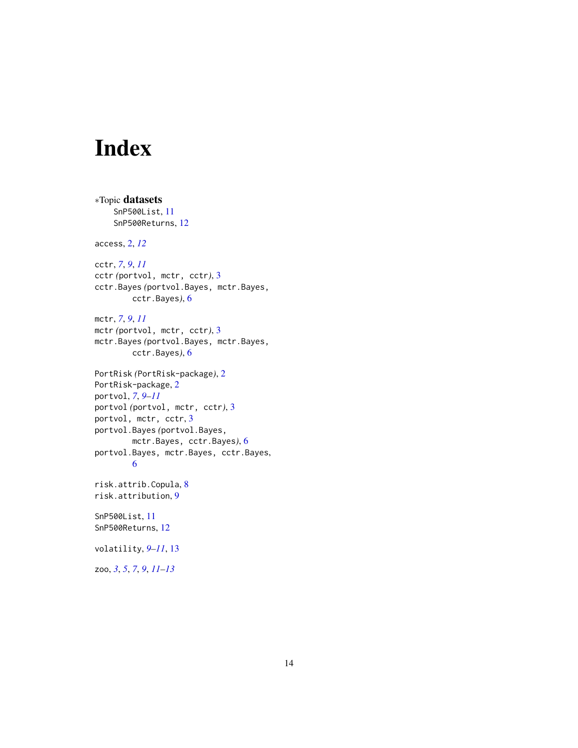# Index

*Topic **datasets**

SnP500List, 11
SnP500Returns, 12

access, 2, *12*

cctr, *7*, *9*, *11*
cctr (portvol, mctr, cctr), 3
cctr.Bayes (portvol.Bayes, mctr.Bayes, cctr.Bayes), 6

mctr, *7*, *9*, *11*
mctr (portvol, mctr, cctr), 3
mctr.Bayes (portvol.Bayes, mctr.Bayes, cctr.Bayes), 6

PortRisk (PortRisk-package), 2
PortRisk-package, 2
portvol, *7*, *9–11*
portvol (portvol, mctr, cctr), 3
portvol, mctr, cctr, 3
portvol.Bayes (portvol.Bayes, mctr.Bayes, cctr.Bayes), 6
portvol.Bayes, mctr.Bayes, cctr.Bayes, 6

risk.attrib.Copula, 8
risk.attribution, 9

SnP500List, 11
SnP500Returns, 12

volatility, *9–11*, 13

zoo, *3*, *5*, *7*, *9*, *11–13*